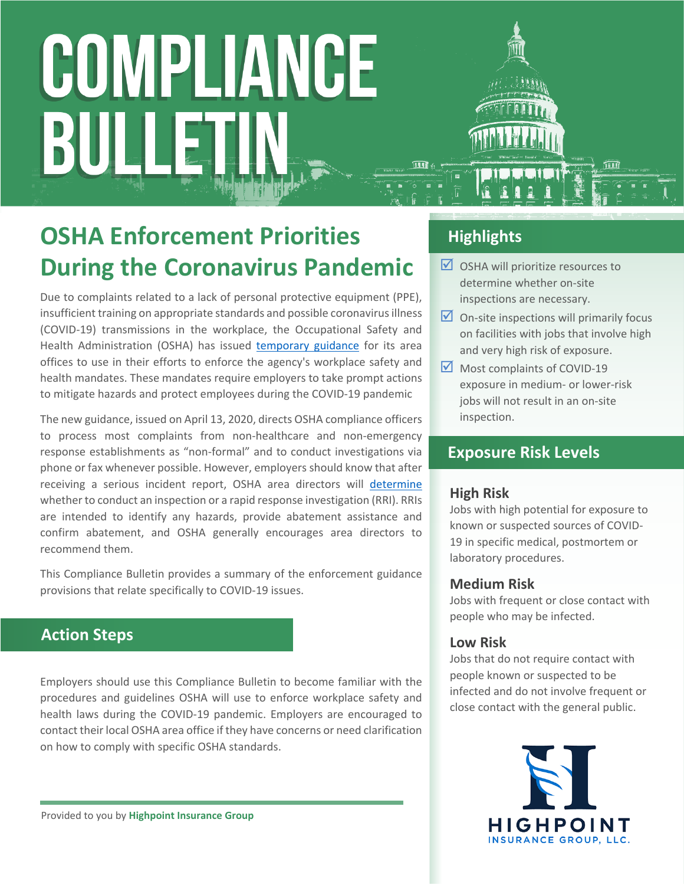# COMPLIANCE BULLETIN

## OSHA Enforcement Priorities During the Coronavirus Pandemic

Due to complaints related to a lack of personal protective equipment (PPE), insufficient training on appropriate standards and possible coronavirus illness (COVID-19) transmissions in the workplace, the Occupational Safety and Health Administration (OSHA) has issued [temporary guidance]() for its area offices to use in their efforts to enforce the agency's workplace safety and health mandates. These mandates require employers to take prompt actions to mitigate hazards and protect employees during the COVID-19 pandemic

The new guidance, issued on April 13, 2020, directs OSHA compliance officers to process most complaints from non-healthcare and non-emergency response establishments as "non-formal" and to conduct investigations via phone or fax whenever possible. However, employers should know that after receiving a serious incident report, OSHA area directors will [determine]() whether to conduct an inspection or a rapid response investigation (RRI). RRIs are intended to identify any hazards, provide abatement assistance and confirm abatement, and OSHA generally encourages area directors to recommend them.

This Compliance Bulletin provides a summary of the enforcement guidance provisions that relate specifically to COVID-19 issues.

### Action Steps

Employers should use this Compliance Bulletin to become familiar with the procedures and guidelines OSHA will use to enforce workplace safety and health laws during the COVID-19 pandemic. Employers are encouraged to contact their local OSHA area office if they have concerns or need clarification on how to comply with specific OSHA standards.

Provided to you by **Highpoint Insurance Group**

### Highlights

- ☑ OSHA will prioritize resources to determine whether on-site inspections are necessary.
- ☑ On-site inspections will primarily focus on facilities with jobs that involve high and very high risk of exposure.
- ☑ Most complaints of COVID-19 exposure in medium- or lower-risk jobs will not result in an on-site inspection.

### Exposure Risk Levels

**High Risk**

Jobs with high potential for exposure to known or suspected sources of COVID-19 in specific medical, postmortem or laboratory procedures.

**Medium Risk**

Jobs with frequent or close contact with people who may be infected.

**Low Risk**

Jobs that do not require contact with people known or suspected to be infected and do not involve frequent or close contact with the general public.

HIGHPOINT INSURANCE GROUP, LLC.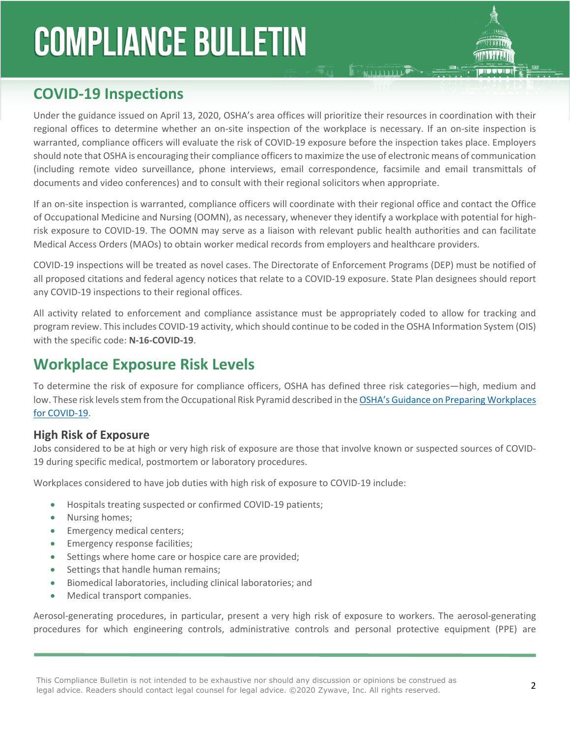## COVID-19 Inspections

Under the guidance issued on April 13, 2020, OSHA's area offices will prioritize their resources in coordination with their regional offices to determine whether an on-site inspection of the workplace is necessary. If an on-site inspection is warranted, compliance officers will evaluate the risk of COVID-19 exposure before the inspection takes place. Employers should note that OSHA is encouraging their compliance officers to maximize the use of electronic means of communication (including remote video surveillance, phone interviews, email correspondence, facsimile and email transmittals of documents and video conferences) and to consult with their regional solicitors when appropriate.

If an on-site inspection is warranted, compliance officers will coordinate with their regional office and contact the Office of Occupational Medicine and Nursing (OOMN), as necessary, whenever they identify a workplace with potential for high-risk exposure to COVID-19. The OOMN may serve as a liaison with relevant public health authorities and can facilitate Medical Access Orders (MAOs) to obtain worker medical records from employers and healthcare providers.

COVID-19 inspections will be treated as novel cases. The Directorate of Enforcement Programs (DEP) must be notified of all proposed citations and federal agency notices that relate to a COVID-19 exposure. State Plan designees should report any COVID-19 inspections to their regional offices.

All activity related to enforcement and compliance assistance must be appropriately coded to allow for tracking and program review. This includes COVID-19 activity, which should continue to be coded in the OSHA Information System (OIS) with the specific code: **N-16-COVID-19**.

## Workplace Exposure Risk Levels

To determine the risk of exposure for compliance officers, OSHA has defined three risk categories—high, medium and low. These risk levels stem from the Occupational Risk Pyramid described in the OSHA's Guidance on Preparing Workplaces for COVID-19.

### High Risk of Exposure

Jobs considered to be at high or very high risk of exposure are those that involve known or suspected sources of COVID-19 during specific medical, postmortem or laboratory procedures.

Workplaces considered to have job duties with high risk of exposure to COVID-19 include:

- Hospitals treating suspected or confirmed COVID-19 patients;
- Nursing homes;
- Emergency medical centers;
- Emergency response facilities;
- Settings where home care or hospice care are provided;
- Settings that handle human remains;
- Biomedical laboratories, including clinical laboratories; and
- Medical transport companies.

Aerosol-generating procedures, in particular, present a very high risk of exposure to workers. The aerosol-generating procedures for which engineering controls, administrative controls and personal protective equipment (PPE) are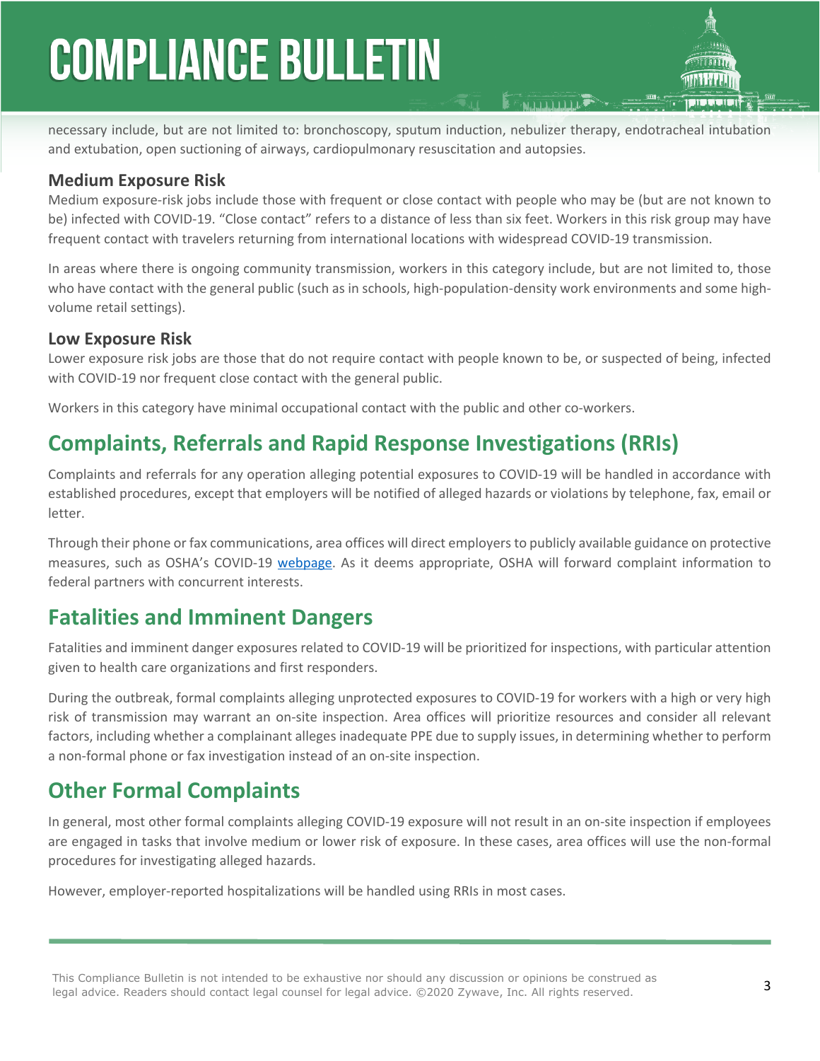necessary include, but are not limited to: bronchoscopy, sputum induction, nebulizer therapy, endotracheal intubation and extubation, open suctioning of airways, cardiopulmonary resuscitation and autopsies.

### Medium Exposure Risk

Medium exposure-risk jobs include those with frequent or close contact with people who may be (but are not known to be) infected with COVID-19. "Close contact" refers to a distance of less than six feet. Workers in this risk group may have frequent contact with travelers returning from international locations with widespread COVID-19 transmission.

In areas where there is ongoing community transmission, workers in this category include, but are not limited to, those who have contact with the general public (such as in schools, high-population-density work environments and some high-volume retail settings).

### Low Exposure Risk

Lower exposure risk jobs are those that do not require contact with people known to be, or suspected of being, infected with COVID-19 nor frequent close contact with the general public.

Workers in this category have minimal occupational contact with the public and other co-workers.

## Complaints, Referrals and Rapid Response Investigations (RRIs)

Complaints and referrals for any operation alleging potential exposures to COVID-19 will be handled in accordance with established procedures, except that employers will be notified of alleged hazards or violations by telephone, fax, email or letter.

Through their phone or fax communications, area offices will direct employers to publicly available guidance on protective measures, such as OSHA's COVID-19 webpage. As it deems appropriate, OSHA will forward complaint information to federal partners with concurrent interests.

## Fatalities and Imminent Dangers

Fatalities and imminent danger exposures related to COVID-19 will be prioritized for inspections, with particular attention given to health care organizations and first responders.

During the outbreak, formal complaints alleging unprotected exposures to COVID-19 for workers with a high or very high risk of transmission may warrant an on-site inspection. Area offices will prioritize resources and consider all relevant factors, including whether a complainant alleges inadequate PPE due to supply issues, in determining whether to perform a non-formal phone or fax investigation instead of an on-site inspection.

## Other Formal Complaints

In general, most other formal complaints alleging COVID-19 exposure will not result in an on-site inspection if employees are engaged in tasks that involve medium or lower risk of exposure. In these cases, area offices will use the non-formal procedures for investigating alleged hazards.

However, employer-reported hospitalizations will be handled using RRIs in most cases.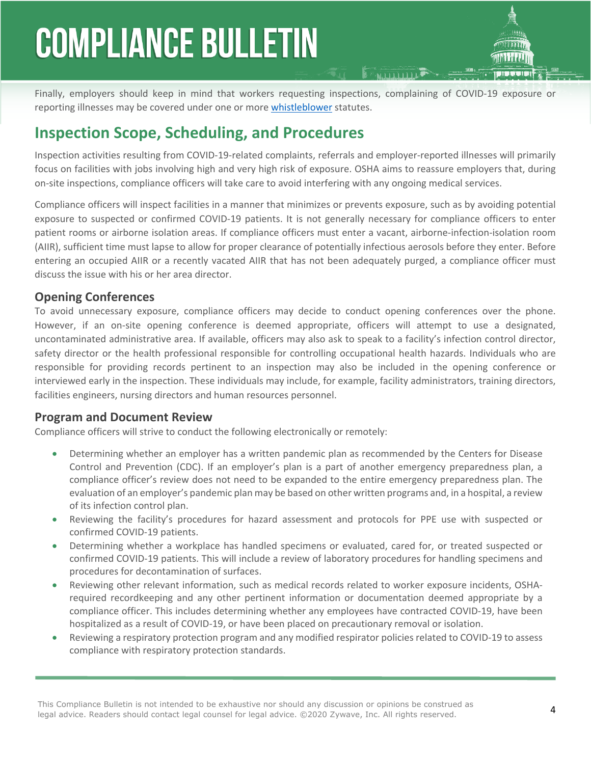Finally, employers should keep in mind that workers requesting inspections, complaining of COVID-19 exposure or reporting illnesses may be covered under one or more whistleblower statutes.

## Inspection Scope, Scheduling, and Procedures

Inspection activities resulting from COVID-19-related complaints, referrals and employer-reported illnesses will primarily focus on facilities with jobs involving high and very high risk of exposure. OSHA aims to reassure employers that, during on-site inspections, compliance officers will take care to avoid interfering with any ongoing medical services.

Compliance officers will inspect facilities in a manner that minimizes or prevents exposure, such as by avoiding potential exposure to suspected or confirmed COVID-19 patients. It is not generally necessary for compliance officers to enter patient rooms or airborne isolation areas. If compliance officers must enter a vacant, airborne-infection-isolation room (AIIR), sufficient time must lapse to allow for proper clearance of potentially infectious aerosols before they enter. Before entering an occupied AIIR or a recently vacated AIIR that has not been adequately purged, a compliance officer must discuss the issue with his or her area director.

### Opening Conferences

To avoid unnecessary exposure, compliance officers may decide to conduct opening conferences over the phone. However, if an on-site opening conference is deemed appropriate, officers will attempt to use a designated, uncontaminated administrative area. If available, officers may also ask to speak to a facility's infection control director, safety director or the health professional responsible for controlling occupational health hazards. Individuals who are responsible for providing records pertinent to an inspection may also be included in the opening conference or interviewed early in the inspection. These individuals may include, for example, facility administrators, training directors, facilities engineers, nursing directors and human resources personnel.

### Program and Document Review

Compliance officers will strive to conduct the following electronically or remotely:

- Determining whether an employer has a written pandemic plan as recommended by the Centers for Disease Control and Prevention (CDC). If an employer's plan is a part of another emergency preparedness plan, a compliance officer's review does not need to be expanded to the entire emergency preparedness plan. The evaluation of an employer's pandemic plan may be based on other written programs and, in a hospital, a review of its infection control plan.
- Reviewing the facility's procedures for hazard assessment and protocols for PPE use with suspected or confirmed COVID-19 patients.
- Determining whether a workplace has handled specimens or evaluated, cared for, or treated suspected or confirmed COVID-19 patients. This will include a review of laboratory procedures for handling specimens and procedures for decontamination of surfaces.
- Reviewing other relevant information, such as medical records related to worker exposure incidents, OSHA-required recordkeeping and any other pertinent information or documentation deemed appropriate by a compliance officer. This includes determining whether any employees have contracted COVID-19, have been hospitalized as a result of COVID-19, or have been placed on precautionary removal or isolation.
- Reviewing a respiratory protection program and any modified respirator policies related to COVID-19 to assess compliance with respiratory protection standards.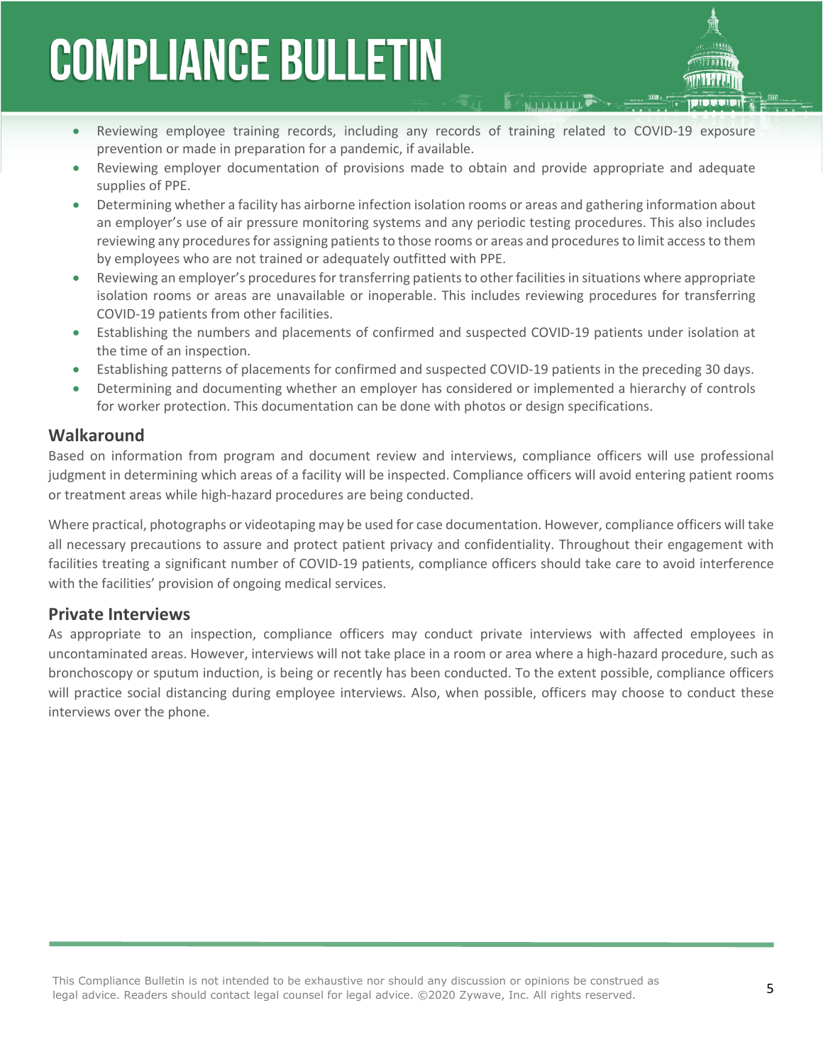- Reviewing employee training records, including any records of training related to COVID-19 exposure prevention or made in preparation for a pandemic, if available.
- Reviewing employer documentation of provisions made to obtain and provide appropriate and adequate supplies of PPE.
- Determining whether a facility has airborne infection isolation rooms or areas and gathering information about an employer's use of air pressure monitoring systems and any periodic testing procedures. This also includes reviewing any procedures for assigning patients to those rooms or areas and procedures to limit access to them by employees who are not trained or adequately outfitted with PPE.
- Reviewing an employer's procedures for transferring patients to other facilities in situations where appropriate isolation rooms or areas are unavailable or inoperable. This includes reviewing procedures for transferring COVID-19 patients from other facilities.
- Establishing the numbers and placements of confirmed and suspected COVID-19 patients under isolation at the time of an inspection.
- Establishing patterns of placements for confirmed and suspected COVID-19 patients in the preceding 30 days.
- Determining and documenting whether an employer has considered or implemented a hierarchy of controls for worker protection. This documentation can be done with photos or design specifications.

## Walkaround

Based on information from program and document review and interviews, compliance officers will use professional judgment in determining which areas of a facility will be inspected. Compliance officers will avoid entering patient rooms or treatment areas while high-hazard procedures are being conducted.

Where practical, photographs or videotaping may be used for case documentation. However, compliance officers will take all necessary precautions to assure and protect patient privacy and confidentiality. Throughout their engagement with facilities treating a significant number of COVID-19 patients, compliance officers should take care to avoid interference with the facilities' provision of ongoing medical services.

## Private Interviews

As appropriate to an inspection, compliance officers may conduct private interviews with affected employees in uncontaminated areas. However, interviews will not take place in a room or area where a high-hazard procedure, such as bronchoscopy or sputum induction, is being or recently has been conducted. To the extent possible, compliance officers will practice social distancing during employee interviews. Also, when possible, officers may choose to conduct these interviews over the phone.